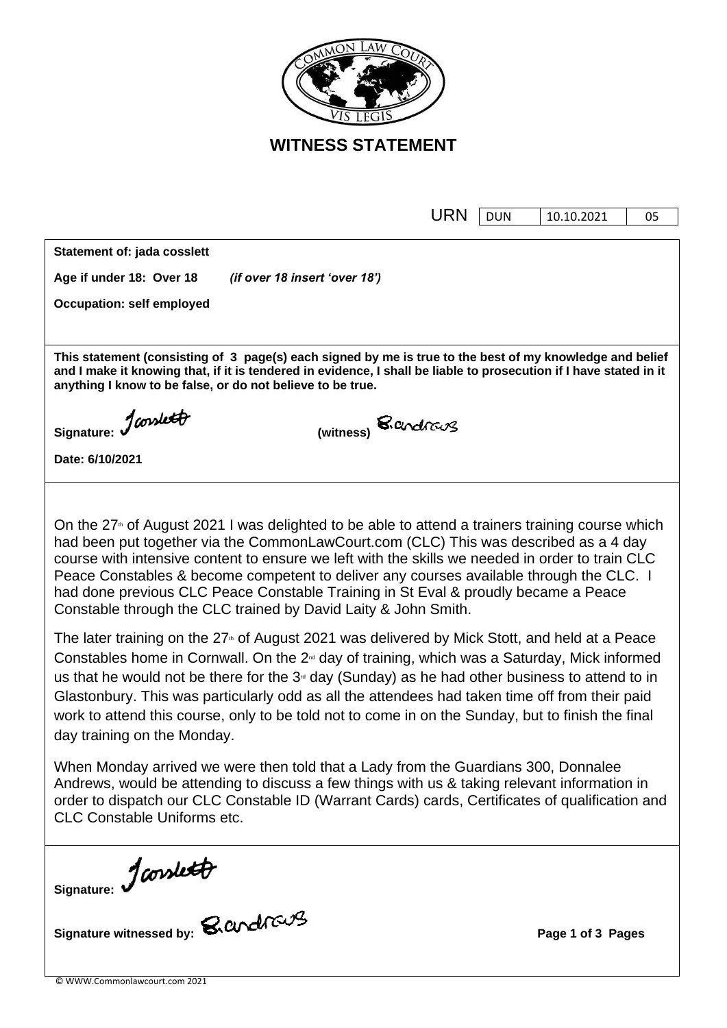# WITNESS STATEMENT

| URN | DUN | 10.10.2021 | 05 |
|---|---|---|---|

**Statement of: jada cosslett**

**Age if under 18: Over 18** *(if over 18 insert 'over 18')*

**Occupation: self employed**

**This statement (consisting of 3 page(s) each signed by me is true to the best of my knowledge and belief and I make it knowing that, if it is tendered in evidence, I shall be liable to prosecution if I have stated in it anything I know to be false, or do not believe to be true.**

**Signature:** Jcosslett **(witness)** B.andrews

**Date: 6/10/2021**

On the 27th of August 2021 I was delighted to be able to attend a trainers training course which had been put together via the CommonLawCourt.com (CLC) This was described as a 4 day course with intensive content to ensure we left with the skills we needed in order to train CLC Peace Constables & become competent to deliver any courses available through the CLC. I had done previous CLC Peace Constable Training in St Eval & proudly became a Peace Constable through the CLC trained by David Laity & John Smith.

The later training on the 27th of August 2021 was delivered by Mick Stott, and held at a Peace Constables home in Cornwall. On the 2nd day of training, which was a Saturday, Mick informed us that he would not be there for the 3rd day (Sunday) as he had other business to attend to in Glastonbury. This was particularly odd as all the attendees had taken time off from their paid work to attend this course, only to be told not to come in on the Sunday, but to finish the final day training on the Monday.

When Monday arrived we were then told that a Lady from the Guardians 300, Donnalee Andrews, would be attending to discuss a few things with us & taking relevant information in order to dispatch our CLC Constable ID (Warrant Cards) cards, Certificates of qualification and CLC Constable Uniforms etc.

**Signature:** Jcosslett

**Signature witnessed by:** B.andrews

© WWW.Commonlawcourt.com 2021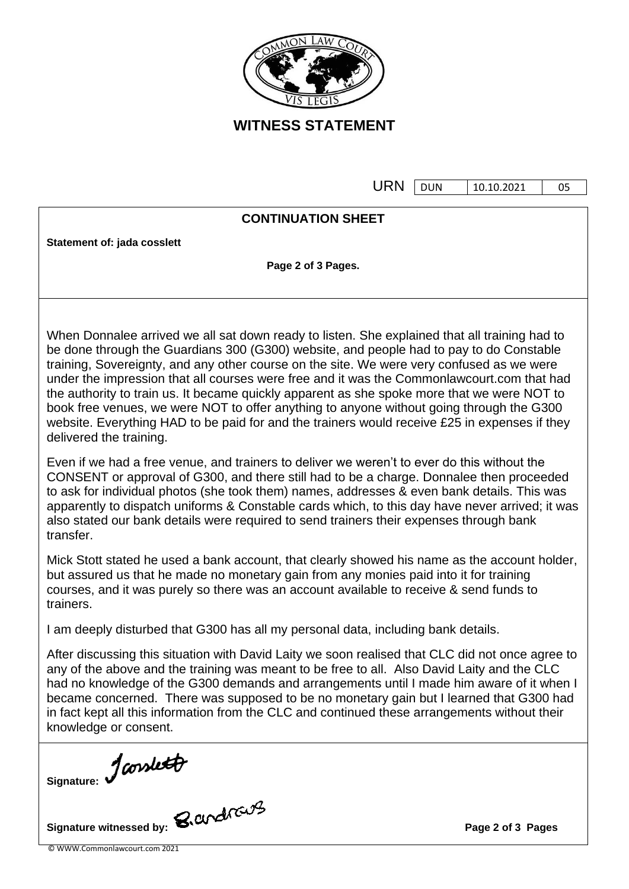# WITNESS STATEMENT

| URN | DUN | 10.10.2021 | 05 |
|---|---|---|---|

## CONTINUATION SHEET

**Statement of: jada cosslett**

When Donnalee arrived we all sat down ready to listen. She explained that all training had to be done through the Guardians 300 (G300) website, and people had to pay to do Constable training, Sovereignty, and any other course on the site. We were very confused as we were under the impression that all courses were free and it was the Commonlawcourt.com that had the authority to train us. It became quickly apparent as she spoke more that we were NOT to book free venues, we were NOT to offer anything to anyone without going through the G300 website. Everything HAD to be paid for and the trainers would receive £25 in expenses if they delivered the training.

Even if we had a free venue, and trainers to deliver we weren't to ever do this without the CONSENT or approval of G300, and there still had to be a charge. Donnalee then proceeded to ask for individual photos (she took them) names, addresses & even bank details. This was apparently to dispatch uniforms & Constable cards which, to this day have never arrived; it was also stated our bank details were required to send trainers their expenses through bank transfer.

Mick Stott stated he used a bank account, that clearly showed his name as the account holder, but assured us that he made no monetary gain from any monies paid into it for training courses, and it was purely so there was an account available to receive & send funds to trainers.

I am deeply disturbed that G300 has all my personal data, including bank details.

After discussing this situation with David Laity we soon realised that CLC did not once agree to any of the above and the training was meant to be free to all. Also David Laity and the CLC had no knowledge of the G300 demands and arrangements until I made him aware of it when I became concerned. There was supposed to be no monetary gain but I learned that G300 had in fact kept all this information from the CLC and continued these arrangements without their knowledge or consent.

Signature: Jcosslett

Signature witnessed by: B.andrews

© WWW.Commonlawcourt.com 2021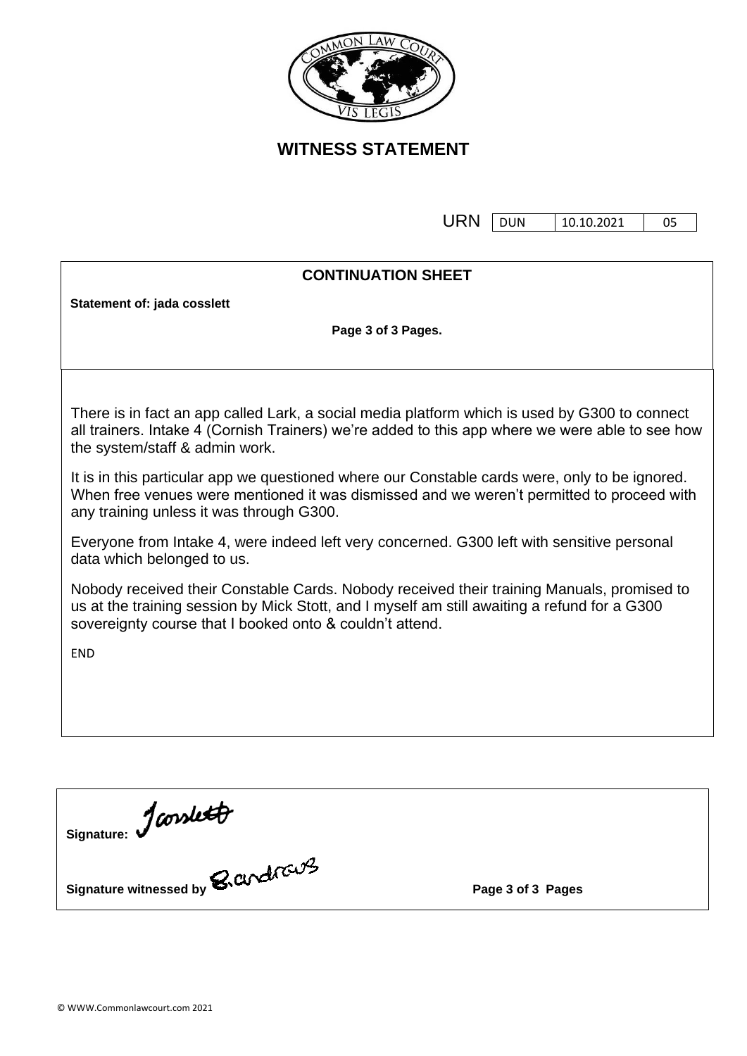## WITNESS STATEMENT

| URN | DUN | 10.10.2021 | 05 |
|---|---|---|---|

### CONTINUATION SHEET

**Statement of: jada cosslett**

**Page 3 of 3 Pages.**

There is in fact an app called Lark, a social media platform which is used by G300 to connect all trainers. Intake 4 (Cornish Trainers) we're added to this app where we were able to see how the system/staff & admin work.

It is in this particular app we questioned where our Constable cards were, only to be ignored. When free venues were mentioned it was dismissed and we weren't permitted to proceed with any training unless it was through G300.

Everyone from Intake 4, were indeed left very concerned. G300 left with sensitive personal data which belonged to us.

Nobody received their Constable Cards. Nobody received their training Manuals, promised to us at the training session by Mick Stott, and I myself am still awaiting a refund for a G300 sovereignty course that I booked onto & couldn't attend.

END

**Signature:** Jcosslett

**Signature witnessed by** B.andrews

**Page 3 of 3 Pages**

© WWW.Commonlawcourt.com 2021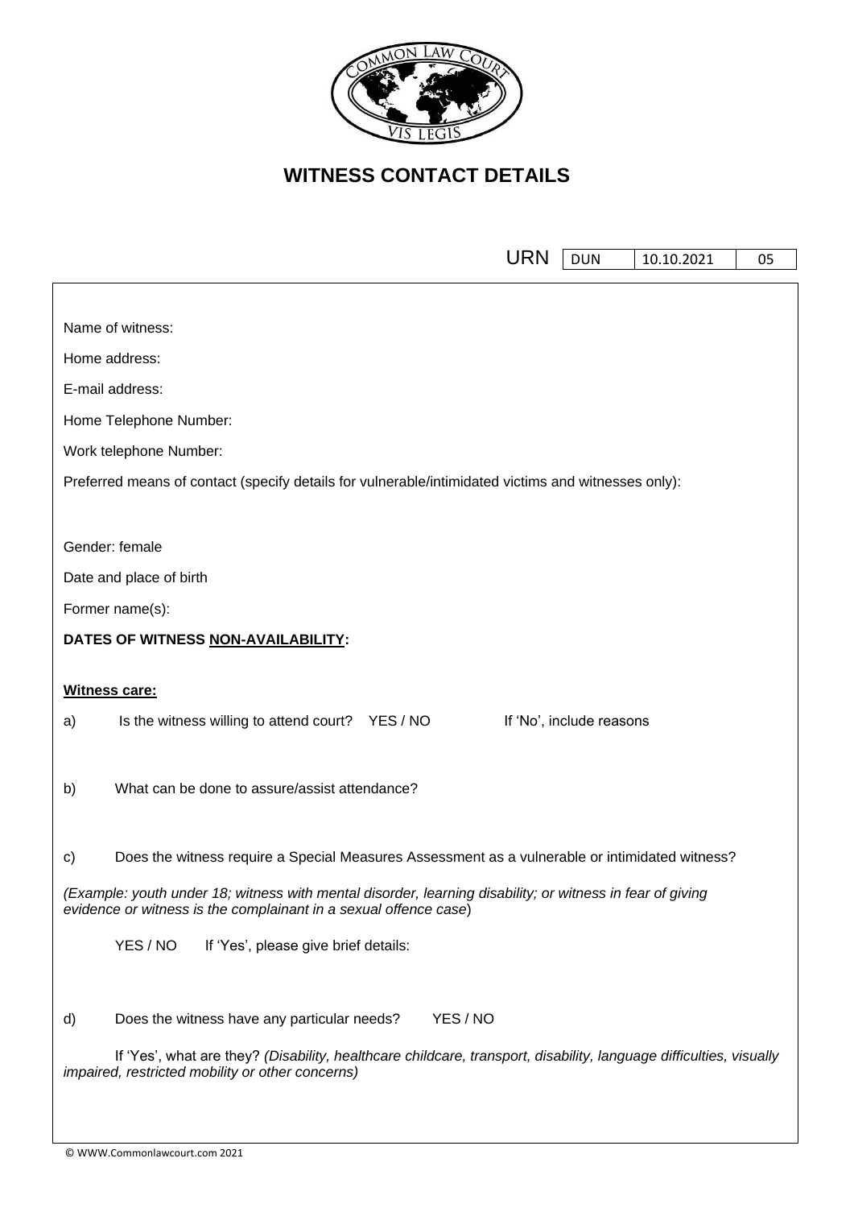# WITNESS CONTACT DETAILS

| URN | DUN | 10.10.2021 | 05 |
|---|---|---|---|

Name of witness:

Home address:

E-mail address:

Home Telephone Number:

Work telephone Number:

Preferred means of contact (specify details for vulnerable/intimidated victims and witnesses only):

Gender: female

Date and place of birth

Former name(s):

**DATES OF WITNESS NON-AVAILABILITY:**

**Witness care:**

a) Is the witness willing to attend court? YES / NO If 'No', include reasons

b) What can be done to assure/assist attendance?

c) Does the witness require a Special Measures Assessment as a vulnerable or intimidated witness?

*(Example: youth under 18; witness with mental disorder, learning disability; or witness in fear of giving evidence or witness is the complainant in a sexual offence case*)

YES / NO If 'Yes', please give brief details:

d) Does the witness have any particular needs? YES / NO

If 'Yes', what are they? *(Disability, healthcare childcare, transport, disability, language difficulties, visually impaired, restricted mobility or other concerns)*

© WWW.Commonlawcourt.com 2021